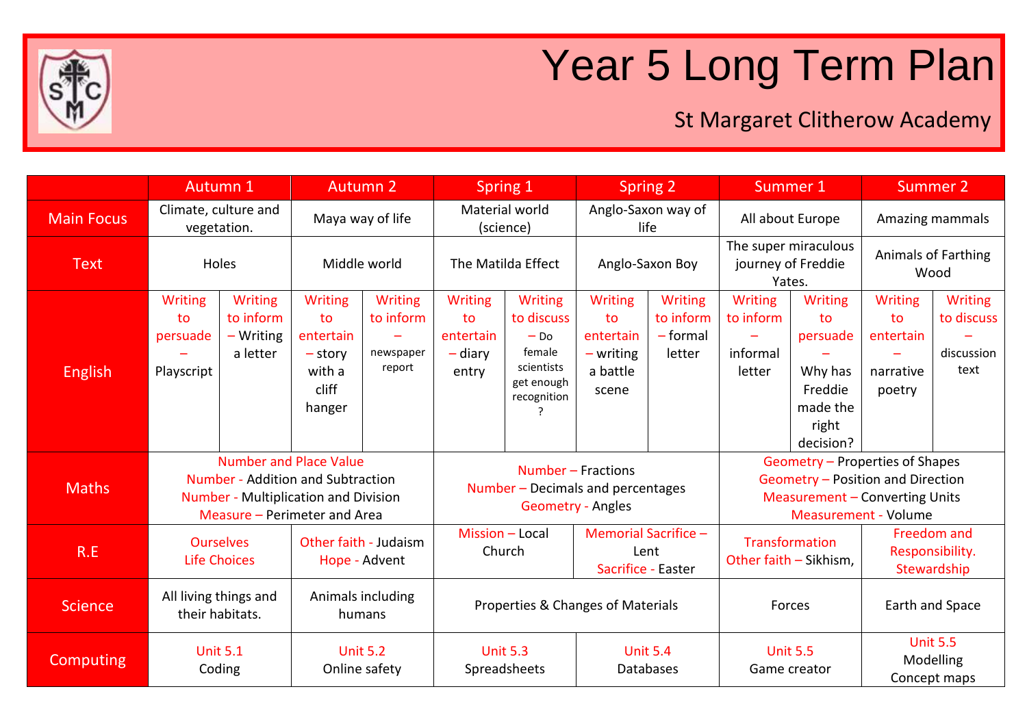# Year 5 Long Term Plan

## St Margaret Clitherow Academy

| | Autumn 1 | | Autumn 2 | | Spring 1 | | Spring 2 | | Summer 1 | | Summer 2 | |
|---|---|---|---|---|---|---|---|---|---|---|---|---|
| Main Focus | Climate, culture and vegetation. | | Maya way of life | | Material world (science) | | Anglo-Saxon way of life | | All about Europe | | Amazing mammals | |
| Text | Holes | | Middle world | | The Matilda Effect | | Anglo-Saxon Boy | | The super miraculous journey of Freddie Yates. | | Animals of Farthing Wood | |
| English | Writing to persuade – Playscript | Writing to inform – Writing a letter | Writing to entertain – story with a cliff hanger | Writing to inform – newspaper report | Writing to entertain – diary entry | Writing to discuss – Do female scientists get enough recognition ? | Writing to entertain – writing a battle scene | Writing to inform – formal letter | Writing to inform – informal letter | Writing to persuade – Why has Freddie made the right decision? | Writing to entertain – narrative poetry | Writing to discuss – discussion text |
| Maths | Number and Place Value<br>Number - Addition and Subtraction<br>Number - Multiplication and Division<br>Measure – Perimeter and Area | | | | Number – Fractions<br>Number – Decimals and percentages<br>Geometry - Angles | | | | Geometry – Properties of Shapes<br>Geometry – Position and Direction<br>Measurement – Converting Units<br>Measurement - Volume | | | |
| R.E | Ourselves<br>Life Choices | | Other faith - Judaism<br>Hope - Advent | | Mission – Local Church | | Memorial Sacrifice – Lent<br>Sacrifice - Easter | | Transformation<br>Other faith – Sikhism, | | Freedom and Responsibility.<br>Stewardship | |
| Science | All living things and their habitats. | | Animals including humans | | Properties & Changes of Materials | | | | Forces | | Earth and Space | |
| Computing | Unit 5.1<br>Coding | | Unit 5.2<br>Online safety | | Unit 5.3<br>Spreadsheets | | Unit 5.4<br>Databases | | Unit 5.5<br>Game creator | | Unit 5.5<br>Modelling<br>Concept maps | |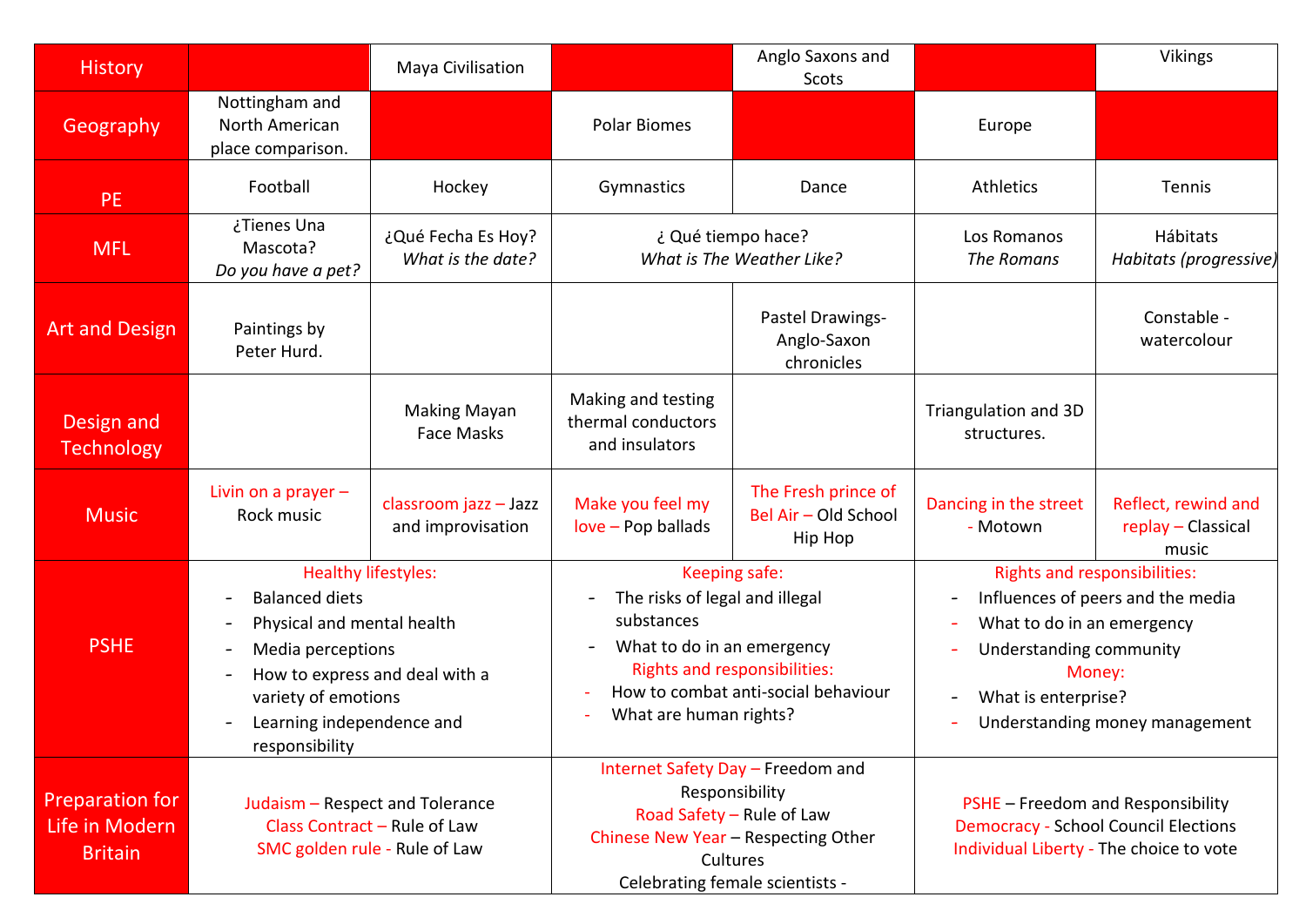| History | | Maya Civilisation | | Anglo Saxons and Scots | | Vikings |
|---|---|---|---|---|---|---|
| Geography | Nottingham and North American place comparison. | | Polar Biomes | | Europe | |
| PE | Football | Hockey | Gymnastics | Dance | Athletics | Tennis |
| MFL | ¿Tienes Una Mascota? *Do you have a pet?* | ¿Qué Fecha Es Hoy? *What is the date?* | ¿ Qué tiempo hace? *What is The Weather Like?* | | Los Romanos *The Romans* | Hábitats *Habitats (progressive)* |
| Art and Design | Paintings by Peter Hurd. | | | Pastel Drawings- Anglo-Saxon chronicles | | Constable - watercolour |
| Design and Technology | | Making Mayan Face Masks | Making and testing thermal conductors and insulators | | Triangulation and 3D structures. | |
| Music | Livin on a prayer – Rock music | classroom jazz – Jazz and improvisation | Make you feel my love – Pop ballads | The Fresh prince of Bel Air – Old School Hip Hop | Dancing in the street - Motown | Reflect, rewind and replay – Classical music |
| PSHE | Healthy lifestyles: - Balanced diets - Physical and mental health - Media perceptions - How to express and deal with a variety of emotions - Learning independence and responsibility | | Keeping safe: - The risks of legal and illegal substances - What to do in an emergency Rights and responsibilities: - How to combat anti-social behaviour - What are human rights? | | Rights and responsibilities: - Influences of peers and the media - What to do in an emergency - Understanding community Money: - What is enterprise? - Understanding money management | |
| Preparation for Life in Modern Britain | Judaism – Respect and Tolerance Class Contract – Rule of Law SMC golden rule - Rule of Law | | Internet Safety Day – Freedom and Responsibility Road Safety – Rule of Law Chinese New Year – Respecting Other Cultures Celebrating female scientists - | | PSHE – Freedom and Responsibility Democracy - School Council Elections Individual Liberty - The choice to vote | |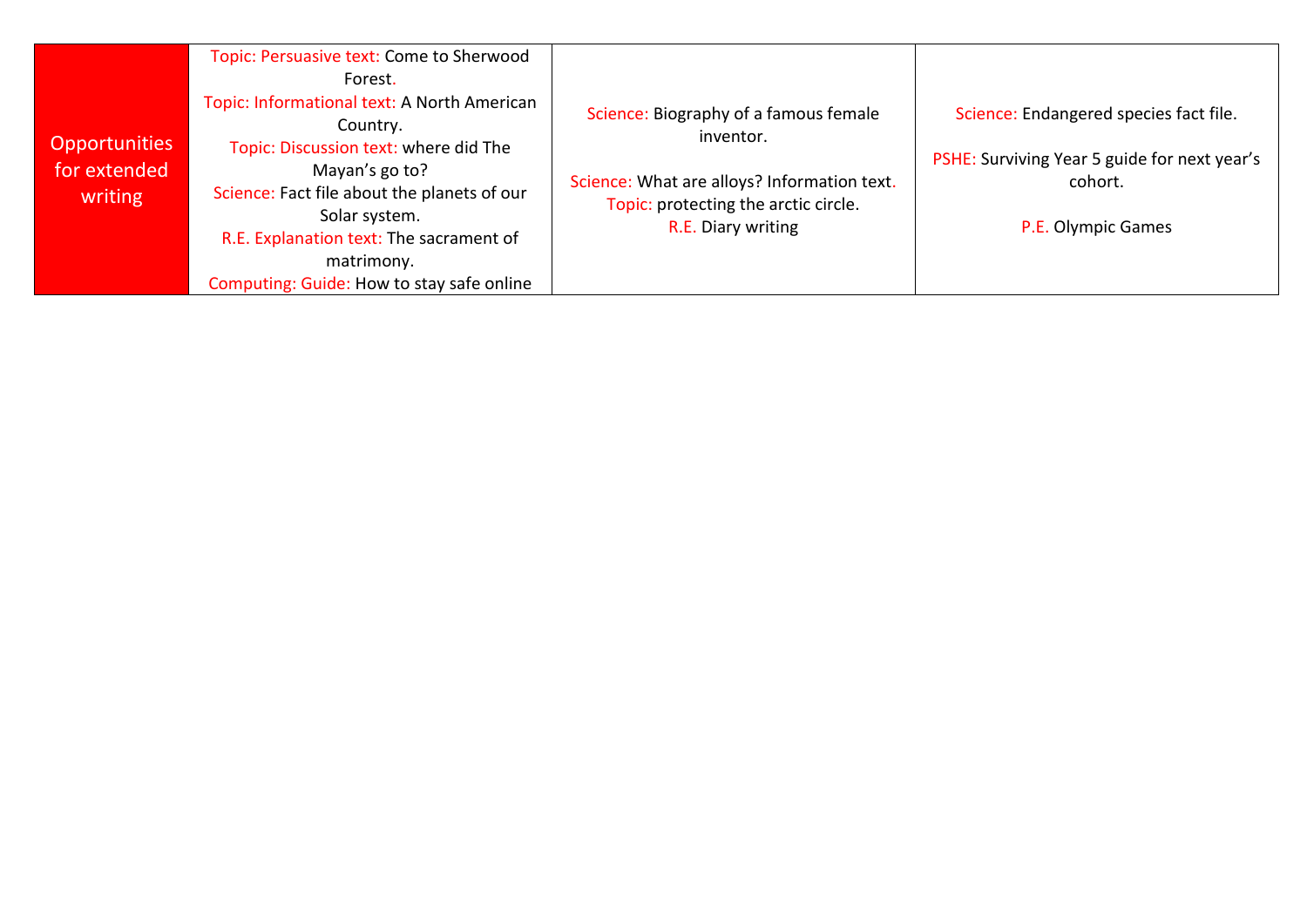| | | | |
|---|---|---|---|
| Opportunities for extended writing | Topic: Persuasive text: Come to Sherwood Forest.<br>Topic: Informational text: A North American Country.<br>Topic: Discussion text: where did The Mayan's go to?<br>Science: Fact file about the planets of our Solar system.<br>R.E. Explanation text: The sacrament of matrimony.<br>Computing: Guide: How to stay safe online | Science: Biography of a famous female inventor.<br><br>Science: What are alloys? Information text.<br>Topic: protecting the arctic circle.<br>R.E. Diary writing | Science: Endangered species fact file.<br><br>PSHE: Surviving Year 5 guide for next year's cohort.<br><br>P.E. Olympic Games |